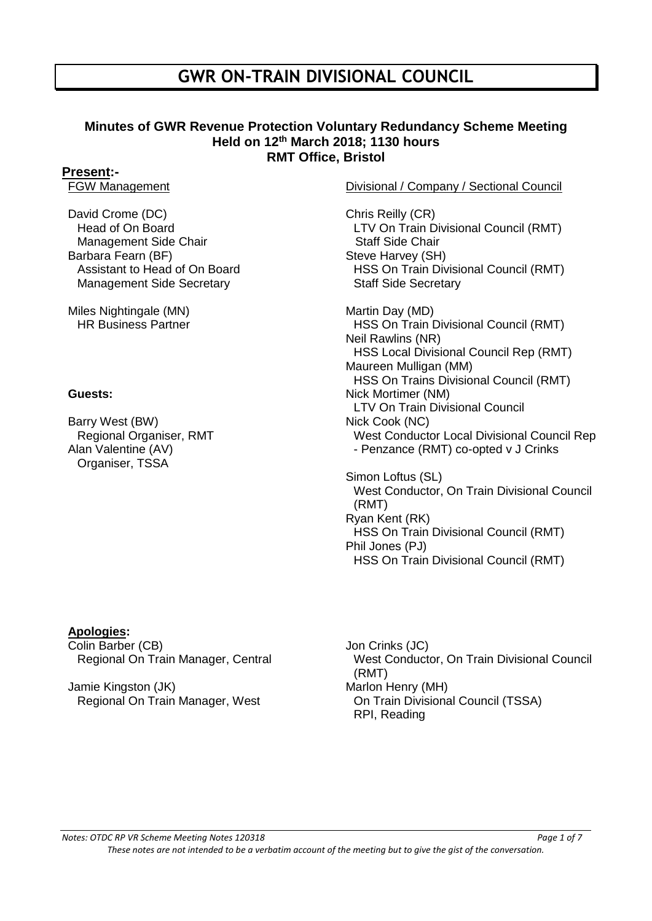# GWR ON-TRAIN DIVISIONAL COUNCIL

**Minutes of GWR Revenue Protection Voluntary Redundancy Scheme Meeting**
**Held on 12th March 2018; 1130 hours**
**RMT Office, Bristol**

## Present:-

FGW Management

David Crome (DC)
Head of On Board
Management Side Chair

Barbara Fearn (BF)
Assistant to Head of On Board
Management Side Secretary

Miles Nightingale (MN)
HR Business Partner

**Guests:**

Barry West (BW)
Regional Organiser, RMT

Alan Valentine (AV)
Organiser, TSSA

Divisional / Company / Sectional Council

Chris Reilly (CR)
LTV On Train Divisional Council (RMT)
Staff Side Chair

Steve Harvey (SH)
HSS On Train Divisional Council (RMT)
Staff Side Secretary

Martin Day (MD)
HSS On Train Divisional Council (RMT)

Neil Rawlins (NR)
HSS Local Divisional Council Rep (RMT)

Maureen Mulligan (MM)
HSS On Trains Divisional Council (RMT)

Nick Mortimer (NM)
LTV On Train Divisional Council

Nick Cook (NC)
West Conductor Local Divisional Council Rep - Penzance (RMT) co-opted v J Crinks

Simon Loftus (SL)
West Conductor, On Train Divisional Council (RMT)

Ryan Kent (RK)
HSS On Train Divisional Council (RMT)

Phil Jones (PJ)
HSS On Train Divisional Council (RMT)

**Apologies:**

Colin Barber (CB)
Regional On Train Manager, Central

Jamie Kingston (JK)
Regional On Train Manager, West

Jon Crinks (JC)
West Conductor, On Train Divisional Council (RMT)

Marlon Henry (MH)
On Train Divisional Council (TSSA)
RPI, Reading

*Notes: OTDC RP VR Scheme Meeting Notes 120318*

*These notes are not intended to be a verbatim account of the meeting but to give the gist of the conversation.*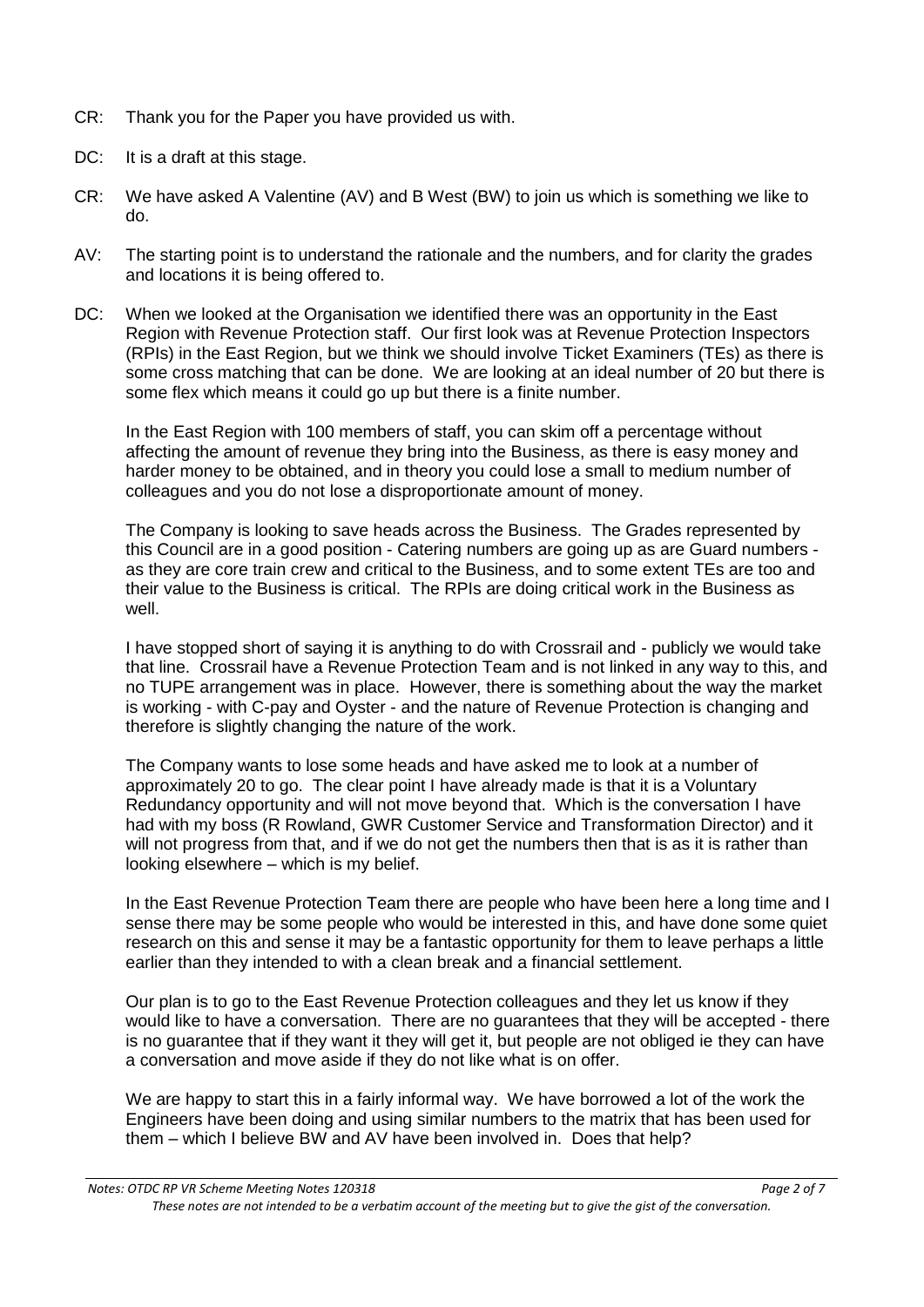CR: Thank you for the Paper you have provided us with.

DC: It is a draft at this stage.

CR: We have asked A Valentine (AV) and B West (BW) to join us which is something we like to do.

AV: The starting point is to understand the rationale and the numbers, and for clarity the grades and locations it is being offered to.

DC: When we looked at the Organisation we identified there was an opportunity in the East Region with Revenue Protection staff. Our first look was at Revenue Protection Inspectors (RPIs) in the East Region, but we think we should involve Ticket Examiners (TEs) as there is some cross matching that can be done. We are looking at an ideal number of 20 but there is some flex which means it could go up but there is a finite number.

In the East Region with 100 members of staff, you can skim off a percentage without affecting the amount of revenue they bring into the Business, as there is easy money and harder money to be obtained, and in theory you could lose a small to medium number of colleagues and you do not lose a disproportionate amount of money.

The Company is looking to save heads across the Business. The Grades represented by this Council are in a good position - Catering numbers are going up as are Guard numbers - as they are core train crew and critical to the Business, and to some extent TEs are too and their value to the Business is critical. The RPIs are doing critical work in the Business as well.

I have stopped short of saying it is anything to do with Crossrail and - publicly we would take that line. Crossrail have a Revenue Protection Team and is not linked in any way to this, and no TUPE arrangement was in place. However, there is something about the way the market is working - with C-pay and Oyster - and the nature of Revenue Protection is changing and therefore is slightly changing the nature of the work.

The Company wants to lose some heads and have asked me to look at a number of approximately 20 to go. The clear point I have already made is that it is a Voluntary Redundancy opportunity and will not move beyond that. Which is the conversation I have had with my boss (R Rowland, GWR Customer Service and Transformation Director) and it will not progress from that, and if we do not get the numbers then that is as it is rather than looking elsewhere – which is my belief.

In the East Revenue Protection Team there are people who have been here a long time and I sense there may be some people who would be interested in this, and have done some quiet research on this and sense it may be a fantastic opportunity for them to leave perhaps a little earlier than they intended to with a clean break and a financial settlement.

Our plan is to go to the East Revenue Protection colleagues and they let us know if they would like to have a conversation. There are no guarantees that they will be accepted - there is no guarantee that if they want it they will get it, but people are not obliged ie they can have a conversation and move aside if they do not like what is on offer.

We are happy to start this in a fairly informal way. We have borrowed a lot of the work the Engineers have been doing and using similar numbers to the matrix that has been used for them – which I believe BW and AV have been involved in. Does that help?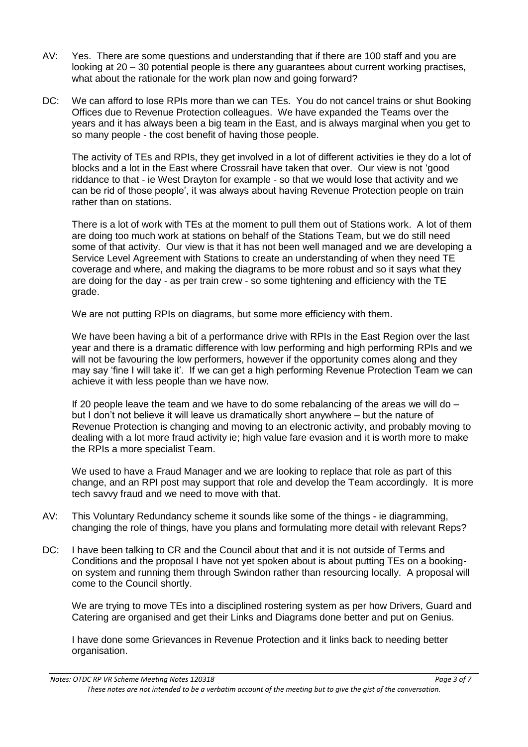AV: Yes. There are some questions and understanding that if there are 100 staff and you are looking at 20 – 30 potential people is there any guarantees about current working practises, what about the rationale for the work plan now and going forward?

DC: We can afford to lose RPIs more than we can TEs. You do not cancel trains or shut Booking Offices due to Revenue Protection colleagues. We have expanded the Teams over the years and it has always been a big team in the East, and is always marginal when you get to so many people - the cost benefit of having those people.

The activity of TEs and RPIs, they get involved in a lot of different activities ie they do a lot of blocks and a lot in the East where Crossrail have taken that over. Our view is not 'good riddance to that - ie West Drayton for example - so that we would lose that activity and we can be rid of those people', it was always about having Revenue Protection people on train rather than on stations.

There is a lot of work with TEs at the moment to pull them out of Stations work. A lot of them are doing too much work at stations on behalf of the Stations Team, but we do still need some of that activity. Our view is that it has not been well managed and we are developing a Service Level Agreement with Stations to create an understanding of when they need TE coverage and where, and making the diagrams to be more robust and so it says what they are doing for the day - as per train crew - so some tightening and efficiency with the TE grade.

We are not putting RPIs on diagrams, but some more efficiency with them.

We have been having a bit of a performance drive with RPIs in the East Region over the last year and there is a dramatic difference with low performing and high performing RPIs and we will not be favouring the low performers, however if the opportunity comes along and they may say 'fine I will take it'. If we can get a high performing Revenue Protection Team we can achieve it with less people than we have now.

If 20 people leave the team and we have to do some rebalancing of the areas we will do – but I don't not believe it will leave us dramatically short anywhere – but the nature of Revenue Protection is changing and moving to an electronic activity, and probably moving to dealing with a lot more fraud activity ie; high value fare evasion and it is worth more to make the RPIs a more specialist Team.

We used to have a Fraud Manager and we are looking to replace that role as part of this change, and an RPI post may support that role and develop the Team accordingly. It is more tech savvy fraud and we need to move with that.

AV: This Voluntary Redundancy scheme it sounds like some of the things - ie diagramming, changing the role of things, have you plans and formulating more detail with relevant Reps?

DC: I have been talking to CR and the Council about that and it is not outside of Terms and Conditions and the proposal I have not yet spoken about is about putting TEs on a booking-on system and running them through Swindon rather than resourcing locally. A proposal will come to the Council shortly.

We are trying to move TEs into a disciplined rostering system as per how Drivers, Guard and Catering are organised and get their Links and Diagrams done better and put on Genius.

I have done some Grievances in Revenue Protection and it links back to needing better organisation.

*These notes are not intended to be a verbatim account of the meeting but to give the gist of the conversation.*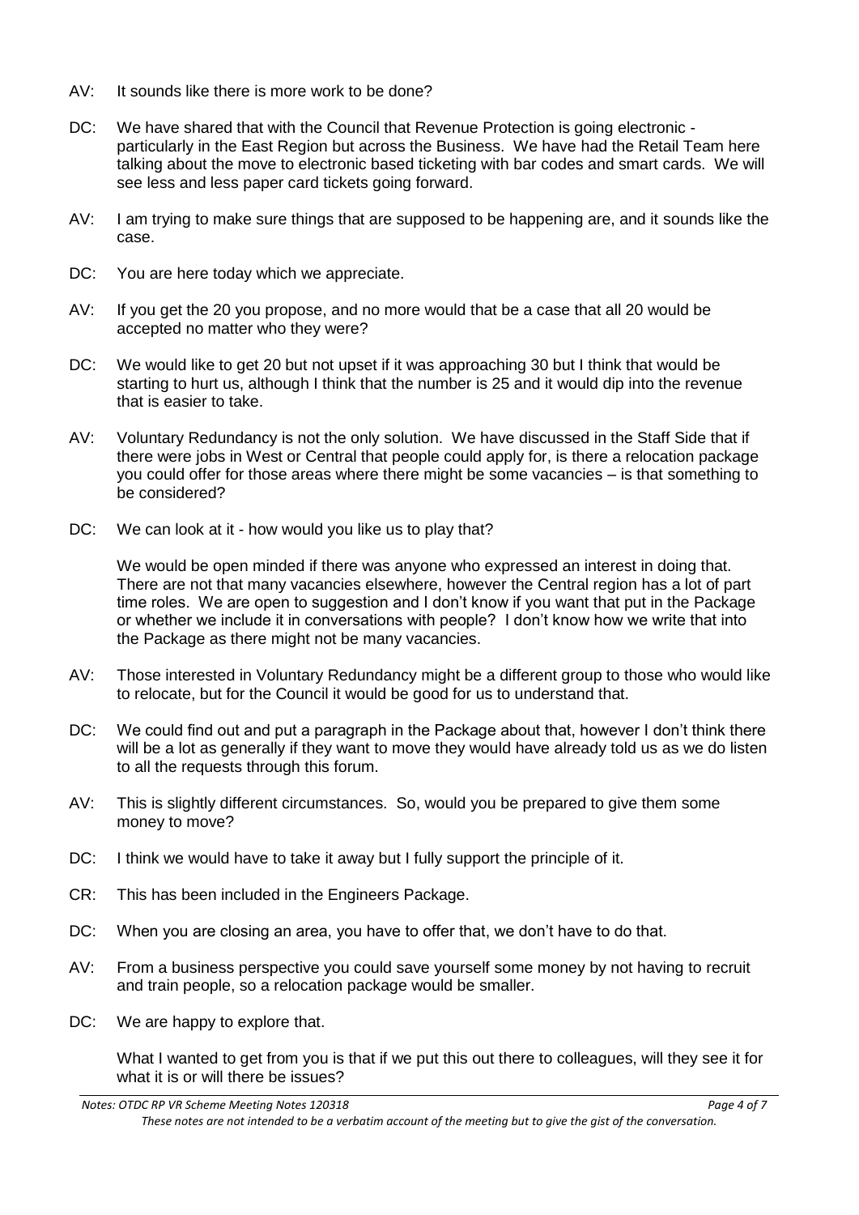AV: It sounds like there is more work to be done?

DC: We have shared that with the Council that Revenue Protection is going electronic - particularly in the East Region but across the Business. We have had the Retail Team here talking about the move to electronic based ticketing with bar codes and smart cards. We will see less and less paper card tickets going forward.

AV: I am trying to make sure things that are supposed to be happening are, and it sounds like the case.

DC: You are here today which we appreciate.

AV: If you get the 20 you propose, and no more would that be a case that all 20 would be accepted no matter who they were?

DC: We would like to get 20 but not upset if it was approaching 30 but I think that would be starting to hurt us, although I think that the number is 25 and it would dip into the revenue that is easier to take.

AV: Voluntary Redundancy is not the only solution. We have discussed in the Staff Side that if there were jobs in West or Central that people could apply for, is there a relocation package you could offer for those areas where there might be some vacancies – is that something to be considered?

DC: We can look at it - how would you like us to play that?

We would be open minded if there was anyone who expressed an interest in doing that. There are not that many vacancies elsewhere, however the Central region has a lot of part time roles. We are open to suggestion and I don't know if you want that put in the Package or whether we include it in conversations with people? I don't know how we write that into the Package as there might not be many vacancies.

AV: Those interested in Voluntary Redundancy might be a different group to those who would like to relocate, but for the Council it would be good for us to understand that.

DC: We could find out and put a paragraph in the Package about that, however I don't think there will be a lot as generally if they want to move they would have already told us as we do listen to all the requests through this forum.

AV: This is slightly different circumstances. So, would you be prepared to give them some money to move?

DC: I think we would have to take it away but I fully support the principle of it.

CR: This has been included in the Engineers Package.

DC: When you are closing an area, you have to offer that, we don't have to do that.

AV: From a business perspective you could save yourself some money by not having to recruit and train people, so a relocation package would be smaller.

DC: We are happy to explore that.

What I wanted to get from you is that if we put this out there to colleagues, will they see it for what it is or will there be issues?

*Notes: OTDC RP VR Scheme Meeting Notes 120318*

*These notes are not intended to be a verbatim account of the meeting but to give the gist of the conversation.*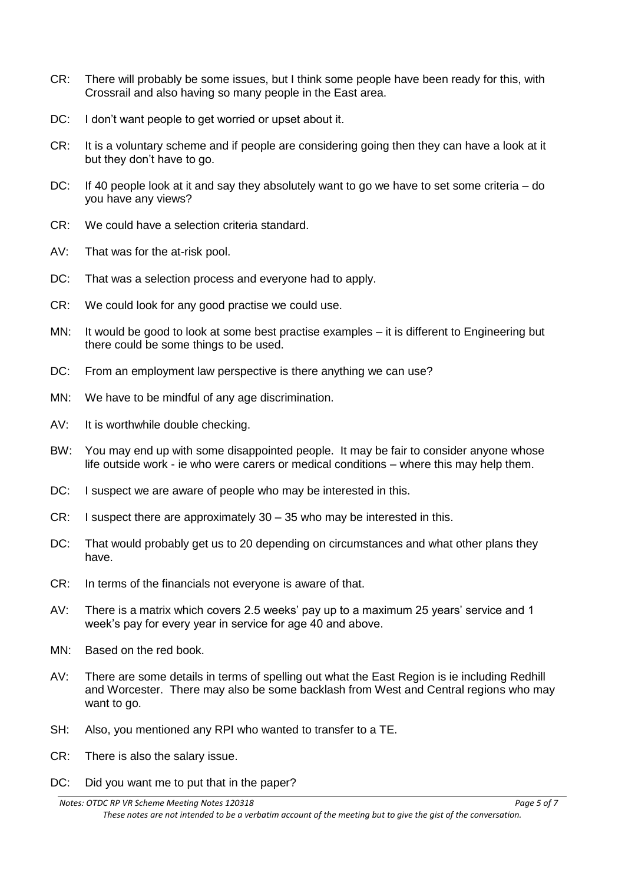CR: There will probably be some issues, but I think some people have been ready for this, with Crossrail and also having so many people in the East area.

DC: I don't want people to get worried or upset about it.

CR: It is a voluntary scheme and if people are considering going then they can have a look at it but they don't have to go.

DC: If 40 people look at it and say they absolutely want to go we have to set some criteria – do you have any views?

CR: We could have a selection criteria standard.

AV: That was for the at-risk pool.

DC: That was a selection process and everyone had to apply.

CR: We could look for any good practise we could use.

MN: It would be good to look at some best practise examples – it is different to Engineering but there could be some things to be used.

DC: From an employment law perspective is there anything we can use?

MN: We have to be mindful of any age discrimination.

AV: It is worthwhile double checking.

BW: You may end up with some disappointed people. It may be fair to consider anyone whose life outside work - ie who were carers or medical conditions – where this may help them.

DC: I suspect we are aware of people who may be interested in this.

CR: I suspect there are approximately 30 – 35 who may be interested in this.

DC: That would probably get us to 20 depending on circumstances and what other plans they have.

CR: In terms of the financials not everyone is aware of that.

AV: There is a matrix which covers 2.5 weeks' pay up to a maximum 25 years' service and 1 week's pay for every year in service for age 40 and above.

MN: Based on the red book.

AV: There are some details in terms of spelling out what the East Region is ie including Redhill and Worcester. There may also be some backlash from West and Central regions who may want to go.

SH: Also, you mentioned any RPI who wanted to transfer to a TE.

CR: There is also the salary issue.

DC: Did you want me to put that in the paper?

*Notes: OTDC RP VR Scheme Meeting Notes 120318*

*These notes are not intended to be a verbatim account of the meeting but to give the gist of the conversation.*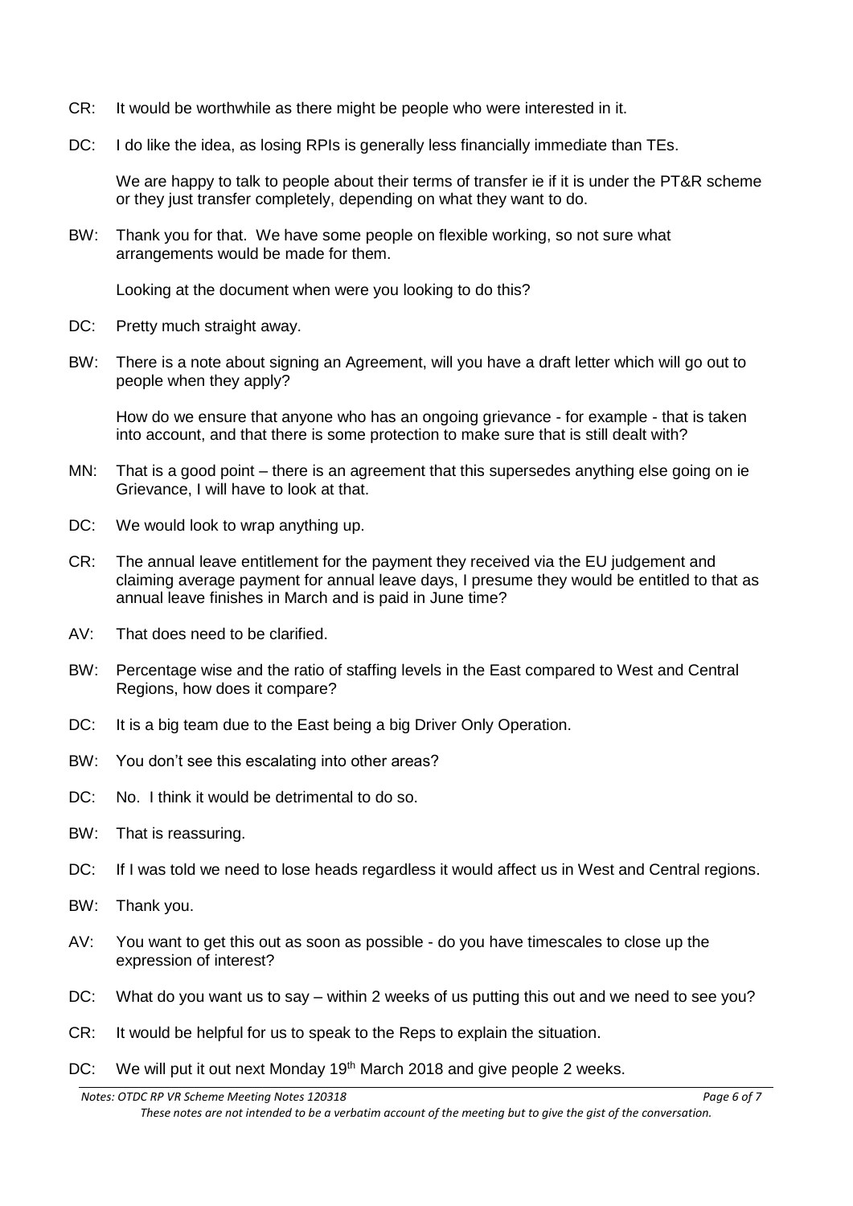CR: It would be worthwhile as there might be people who were interested in it.

DC: I do like the idea, as losing RPIs is generally less financially immediate than TEs.

We are happy to talk to people about their terms of transfer ie if it is under the PT&R scheme or they just transfer completely, depending on what they want to do.

BW: Thank you for that. We have some people on flexible working, so not sure what arrangements would be made for them.

Looking at the document when were you looking to do this?

DC: Pretty much straight away.

BW: There is a note about signing an Agreement, will you have a draft letter which will go out to people when they apply?

How do we ensure that anyone who has an ongoing grievance - for example - that is taken into account, and that there is some protection to make sure that is still dealt with?

MN: That is a good point – there is an agreement that this supersedes anything else going on ie Grievance, I will have to look at that.

DC: We would look to wrap anything up.

CR: The annual leave entitlement for the payment they received via the EU judgement and claiming average payment for annual leave days, I presume they would be entitled to that as annual leave finishes in March and is paid in June time?

AV: That does need to be clarified.

BW: Percentage wise and the ratio of staffing levels in the East compared to West and Central Regions, how does it compare?

DC: It is a big team due to the East being a big Driver Only Operation.

BW: You don't see this escalating into other areas?

DC: No. I think it would be detrimental to do so.

BW: That is reassuring.

DC: If I was told we need to lose heads regardless it would affect us in West and Central regions.

BW: Thank you.

AV: You want to get this out as soon as possible - do you have timescales to close up the expression of interest?

DC: What do you want us to say – within 2 weeks of us putting this out and we need to see you?

CR: It would be helpful for us to speak to the Reps to explain the situation.

DC: We will put it out next Monday 19th March 2018 and give people 2 weeks.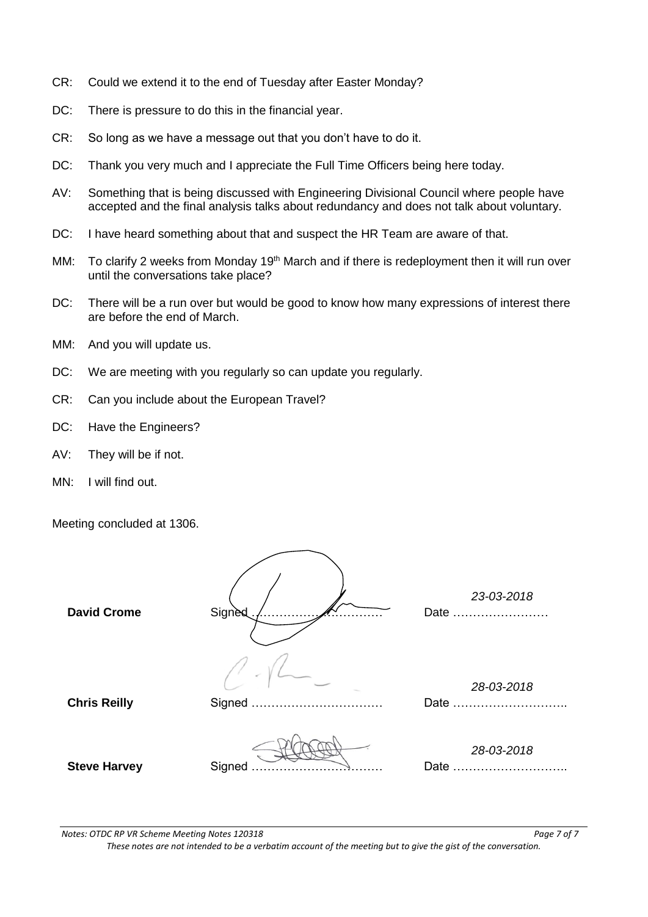CR: Could we extend it to the end of Tuesday after Easter Monday?

DC: There is pressure to do this in the financial year.

CR: So long as we have a message out that you don't have to do it.

DC: Thank you very much and I appreciate the Full Time Officers being here today.

AV: Something that is being discussed with Engineering Divisional Council where people have accepted and the final analysis talks about redundancy and does not talk about voluntary.

DC: I have heard something about that and suspect the HR Team are aware of that.

MM: To clarify 2 weeks from Monday 19th March and if there is redeployment then it will run over until the conversations take place?

DC: There will be a run over but would be good to know how many expressions of interest there are before the end of March.

MM: And you will update us.

DC: We are meeting with you regularly so can update you regularly.

CR: Can you include about the European Travel?

DC: Have the Engineers?

AV: They will be if not.

MN: I will find out.

Meeting concluded at 1306.

| | | |
|---|---|---|
| **David Crome** | Signed …………………………… | Date *23-03-2018* |
| **Chris Reilly** | Signed …………………………… | Date *28-03-2018* |
| **Steve Harvey** | Signed …………………………… | Date *28-03-2018* |

*Notes: OTDC RP VR Scheme Meeting Notes 120318*

*These notes are not intended to be a verbatim account of the meeting but to give the gist of the conversation.*